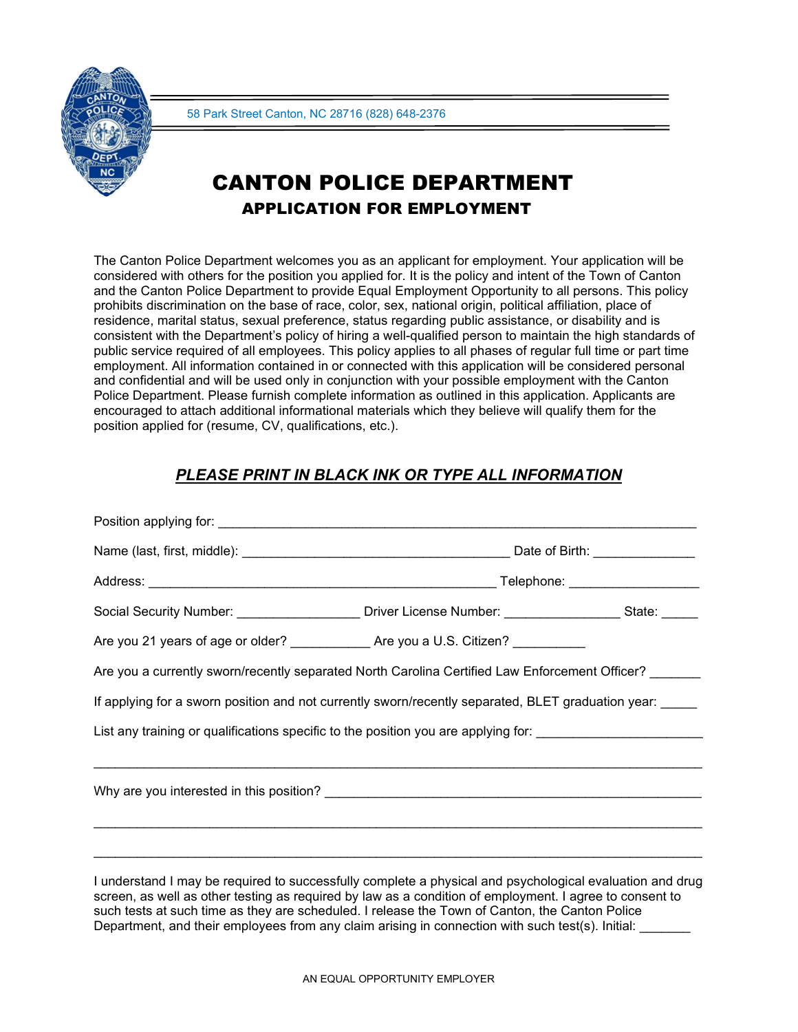58 Park Street Canton, NC 28716 (828) 648-2376

# CANTON POLICE DEPARTMENT

## APPLICATION FOR EMPLOYMENT

The Canton Police Department welcomes you as an applicant for employment. Your application will be considered with others for the position you applied for. It is the policy and intent of the Town of Canton and the Canton Police Department to provide Equal Employment Opportunity to all persons. This policy prohibits discrimination on the base of race, color, sex, national origin, political affiliation, place of residence, marital status, sexual preference, status regarding public assistance, or disability and is consistent with the Department's policy of hiring a well-qualified person to maintain the high standards of public service required of all employees. This policy applies to all phases of regular full time or part time employment. All information contained in or connected with this application will be considered personal and confidential and will be used only in conjunction with your possible employment with the Canton Police Department. Please furnish complete information as outlined in this application. Applicants are encouraged to attach additional informational materials which they believe will qualify them for the position applied for (resume, CV, qualifications, etc.).

***PLEASE PRINT IN BLACK INK OR TYPE ALL INFORMATION***

Position applying for: ______________________________________________________________

Name (last, first, middle): ___________________________________ Date of Birth: _____________

Address: ______________________________________________ Telephone: _________________

Social Security Number: ________________ Driver License Number: _______________ State: _____

Are you 21 years of age or older? __________ Are you a U.S. Citizen? _________

Are you a currently sworn/recently separated North Carolina Certified Law Enforcement Officer? _______

If applying for a sworn position and not currently sworn/recently separated, BLET graduation year: _____

List any training or qualifications specific to the position you are applying for: ____________________

________________________________________________________________________________

Why are you interested in this position? ________________________________________________

________________________________________________________________________________

________________________________________________________________________________

I understand I may be required to successfully complete a physical and psychological evaluation and drug screen, as well as other testing as required by law as a condition of employment. I agree to consent to such tests at such time as they are scheduled. I release the Town of Canton, the Canton Police Department, and their employees from any claim arising in connection with such test(s). Initial: _______

AN EQUAL OPPORTUNITY EMPLOYER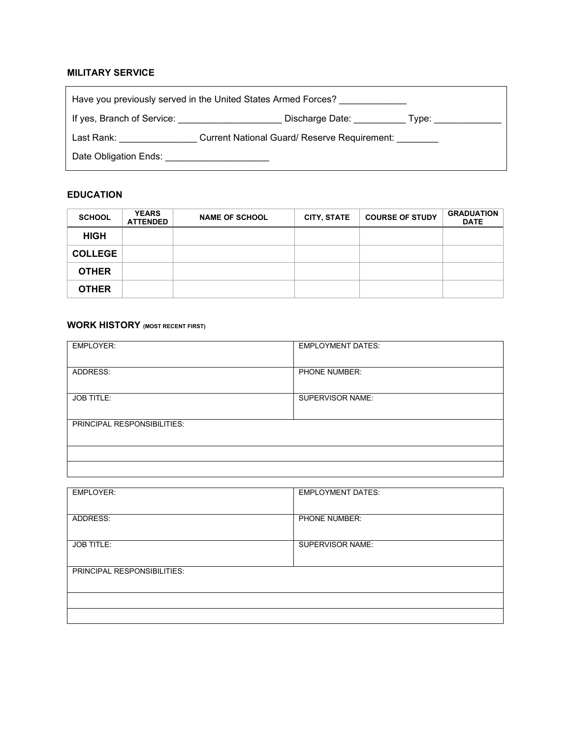## MILITARY SERVICE

Have you previously served in the United States Armed Forces? _____________

If yes, Branch of Service: ____________________ Discharge Date: __________ Type: _____________

Last Rank: _______________ Current National Guard/ Reserve Requirement: ________

Date Obligation Ends: ____________________

## EDUCATION

| SCHOOL | YEARS ATTENDED | NAME OF SCHOOL | CITY, STATE | COURSE OF STUDY | GRADUATION DATE |
|---|---|---|---|---|---|
| **HIGH** | | | | | |
| **COLLEGE** | | | | | |
| **OTHER** | | | | | |
| **OTHER** | | | | | |

## WORK HISTORY (MOST RECENT FIRST)

| EMPLOYER: | EMPLOYMENT DATES: |
|---|---|
| ADDRESS: | PHONE NUMBER: |
| JOB TITLE: | SUPERVISOR NAME: |
| PRINCIPAL RESPONSIBILITIES: | |
| | |
| | |

| EMPLOYER: | EMPLOYMENT DATES: |
|---|---|
| ADDRESS: | PHONE NUMBER: |
| JOB TITLE: | SUPERVISOR NAME: |
| PRINCIPAL RESPONSIBILITIES: | |
| | |
| | |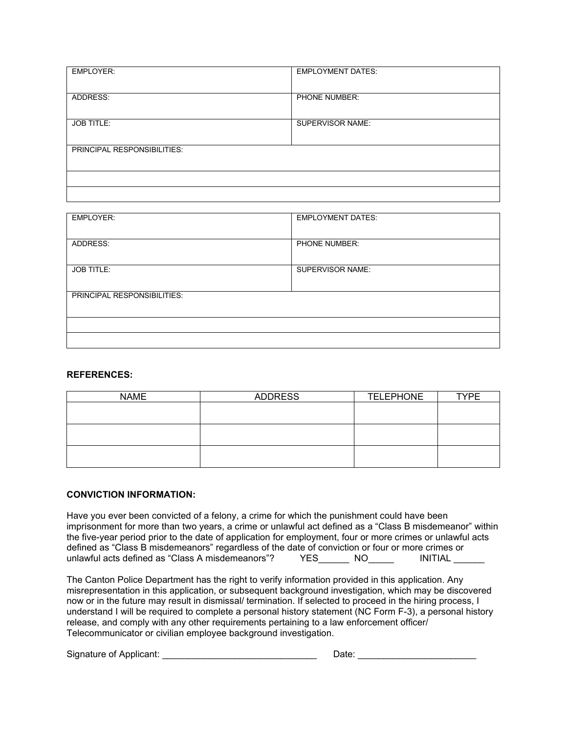| EMPLOYER: | EMPLOYMENT DATES: |
|---|---|
| ADDRESS: | PHONE NUMBER: |
| JOB TITLE: | SUPERVISOR NAME: |
| PRINCIPAL RESPONSIBILITIES: | |
| | |
| | |

| EMPLOYER: | EMPLOYMENT DATES: |
|---|---|
| ADDRESS: | PHONE NUMBER: |
| JOB TITLE: | SUPERVISOR NAME: |
| PRINCIPAL RESPONSIBILITIES: | |
| | |
| | |

**REFERENCES:**

| NAME | ADDRESS | TELEPHONE | TYPE |
|---|---|---|---|
| | | | |
| | | | |
| | | | |

**CONVICTION INFORMATION:**

Have you ever been convicted of a felony, a crime for which the punishment could have been imprisonment for more than two years, a crime or unlawful act defined as a "Class B misdemeanor" within the five-year period prior to the date of application for employment, four or more crimes or unlawful acts defined as "Class B misdemeanors" regardless of the date of conviction or four or more crimes or unlawful acts defined as "Class A misdemeanors"? YES______ NO_____ INITIAL ______

The Canton Police Department has the right to verify information provided in this application. Any misrepresentation in this application, or subsequent background investigation, which may be discovered now or in the future may result in dismissal/ termination. If selected to proceed in the hiring process, I understand I will be required to complete a personal history statement (NC Form F-3), a personal history release, and comply with any other requirements pertaining to a law enforcement officer/ Telecommunicator or civilian employee background investigation.

Signature of Applicant: ______________________________ Date: _______________________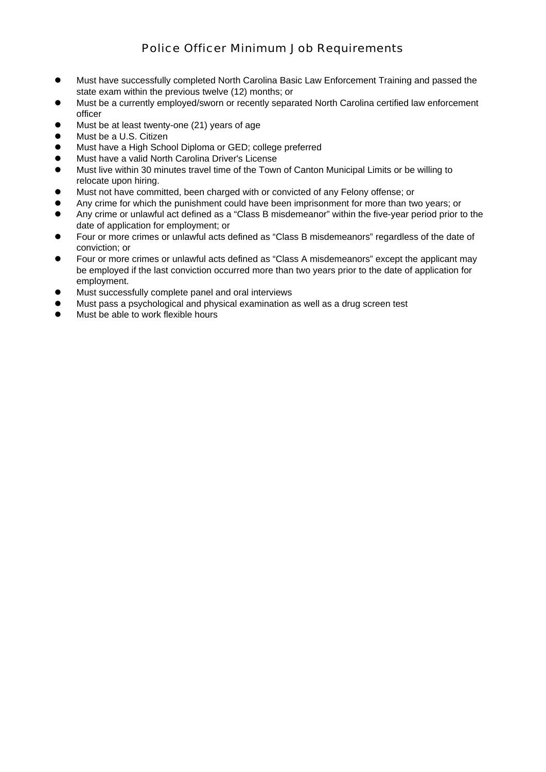# Police Officer Minimum Job Requirements

- Must have successfully completed North Carolina Basic Law Enforcement Training and passed the state exam within the previous twelve (12) months; or
- Must be a currently employed/sworn or recently separated North Carolina certified law enforcement officer
- Must be at least twenty-one (21) years of age
- Must be a U.S. Citizen
- Must have a High School Diploma or GED; college preferred
- Must have a valid North Carolina Driver's License
- Must live within 30 minutes travel time of the Town of Canton Municipal Limits or be willing to relocate upon hiring.
- Must not have committed, been charged with or convicted of any Felony offense; or
- Any crime for which the punishment could have been imprisonment for more than two years; or
- Any crime or unlawful act defined as a "Class B misdemeanor" within the five-year period prior to the date of application for employment; or
- Four or more crimes or unlawful acts defined as "Class B misdemeanors" regardless of the date of conviction; or
- Four or more crimes or unlawful acts defined as "Class A misdemeanors" except the applicant may be employed if the last conviction occurred more than two years prior to the date of application for employment.
- Must successfully complete panel and oral interviews
- Must pass a psychological and physical examination as well as a drug screen test
- Must be able to work flexible hours